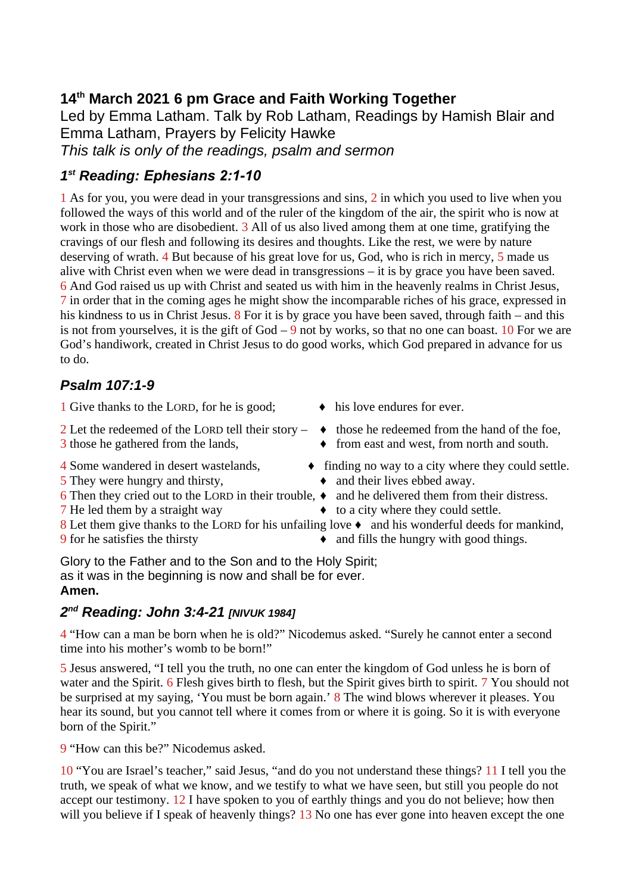## 14th March 2021 6 pm Grace and Faith Working Together

Led by Emma Latham. Talk by Rob Latham, Readings by Hamish Blair and Emma Latham, Prayers by Felicity Hawke

*This talk is only of the readings, psalm and sermon*

### *1st Reading: Ephesians 2:1-10*

1 As for you, you were dead in your transgressions and sins, 2 in which you used to live when you followed the ways of this world and of the ruler of the kingdom of the air, the spirit who is now at work in those who are disobedient. 3 All of us also lived among them at one time, gratifying the cravings of our flesh and following its desires and thoughts. Like the rest, we were by nature deserving of wrath. 4 But because of his great love for us, God, who is rich in mercy, 5 made us alive with Christ even when we were dead in transgressions – it is by grace you have been saved. 6 And God raised us up with Christ and seated us with him in the heavenly realms in Christ Jesus, 7 in order that in the coming ages he might show the incomparable riches of his grace, expressed in his kindness to us in Christ Jesus. 8 For it is by grace you have been saved, through faith – and this is not from yourselves, it is the gift of God – 9 not by works, so that no one can boast. 10 For we are God's handiwork, created in Christ Jesus to do good works, which God prepared in advance for us to do.

### *Psalm 107:1-9*

1 Give thanks to the LORD, for he is good; ♦ his love endures for ever.

2 Let the redeemed of the LORD tell their story – ♦ those he redeemed from the hand of the foe,
3 those he gathered from the lands, ♦ from east and west, from north and south.

4 Some wandered in desert wastelands, ♦ finding no way to a city where they could settle.
5 They were hungry and thirsty, ♦ and their lives ebbed away.
6 Then they cried out to the LORD in their trouble, ♦ and he delivered them from their distress.
7 He led them by a straight way ♦ to a city where they could settle.
8 Let them give thanks to the LORD for his unfailing love ♦ and his wonderful deeds for mankind,
9 for he satisfies the thirsty ♦ and fills the hungry with good things.

Glory to the Father and to the Son and to the Holy Spirit;
as it was in the beginning is now and shall be for ever.
**Amen.**

### *2nd Reading: John 3:4-21 [NIVUK 1984]*

4 "How can a man be born when he is old?" Nicodemus asked. "Surely he cannot enter a second time into his mother's womb to be born!"

5 Jesus answered, "I tell you the truth, no one can enter the kingdom of God unless he is born of water and the Spirit. 6 Flesh gives birth to flesh, but the Spirit gives birth to spirit. 7 You should not be surprised at my saying, 'You must be born again.' 8 The wind blows wherever it pleases. You hear its sound, but you cannot tell where it comes from or where it is going. So it is with everyone born of the Spirit."

9 "How can this be?" Nicodemus asked.

10 "You are Israel's teacher," said Jesus, "and do you not understand these things? 11 I tell you the truth, we speak of what we know, and we testify to what we have seen, but still you people do not accept our testimony. 12 I have spoken to you of earthly things and you do not believe; how then will you believe if I speak of heavenly things? 13 No one has ever gone into heaven except the one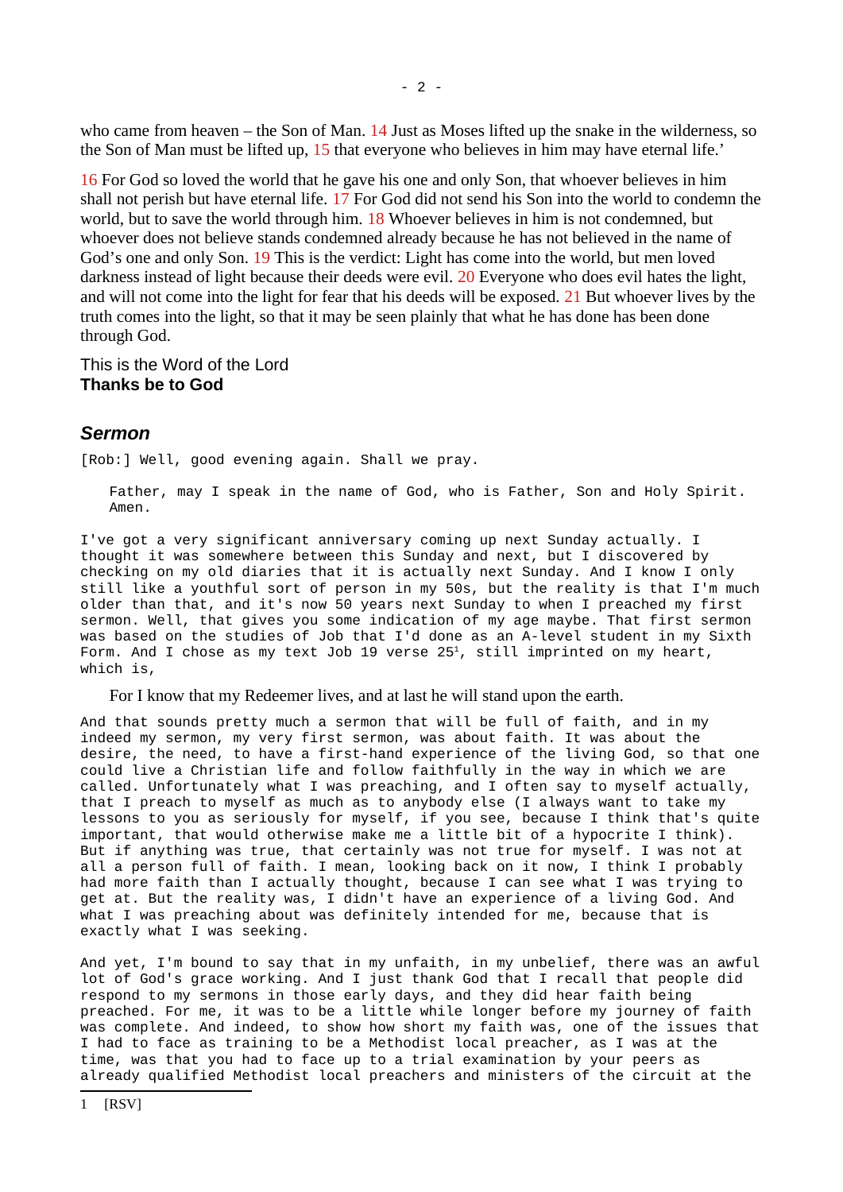who came from heaven – the Son of Man. 14 Just as Moses lifted up the snake in the wilderness, so the Son of Man must be lifted up, 15 that everyone who believes in him may have eternal life.'

16 For God so loved the world that he gave his one and only Son, that whoever believes in him shall not perish but have eternal life. 17 For God did not send his Son into the world to condemn the world, but to save the world through him. 18 Whoever believes in him is not condemned, but whoever does not believe stands condemned already because he has not believed in the name of God's one and only Son. 19 This is the verdict: Light has come into the world, but men loved darkness instead of light because their deeds were evil. 20 Everyone who does evil hates the light, and will not come into the light for fear that his deeds will be exposed. 21 But whoever lives by the truth comes into the light, so that it may be seen plainly that what he has done has been done through God.

This is the Word of the Lord
**Thanks be to God**

## *Sermon*

[Rob:] Well, good evening again. Shall we pray.

> Father, may I speak in the name of God, who is Father, Son and Holy Spirit. Amen.

I've got a very significant anniversary coming up next Sunday actually. I thought it was somewhere between this Sunday and next, but I discovered by checking on my old diaries that it is actually next Sunday. And I know I only still like a youthful sort of person in my 50s, but the reality is that I'm much older than that, and it's now 50 years next Sunday to when I preached my first sermon. Well, that gives you some indication of my age maybe. That first sermon was based on the studies of Job that I'd done as an A-level student in my Sixth Form. And I chose as my text Job 19 verse 25[1], still imprinted on my heart, which is,

> For I know that my Redeemer lives, and at last he will stand upon the earth.

And that sounds pretty much a sermon that will be full of faith, and in my indeed my sermon, my very first sermon, was about faith. It was about the desire, the need, to have a first-hand experience of the living God, so that one could live a Christian life and follow faithfully in the way in which we are called. Unfortunately what I was preaching, and I often say to myself actually, that I preach to myself as much as to anybody else (I always want to take my lessons to you as seriously for myself, if you see, because I think that's quite important, that would otherwise make me a little bit of a hypocrite I think). But if anything was true, that certainly was not true for myself. I was not at all a person full of faith. I mean, looking back on it now, I think I probably had more faith than I actually thought, because I can see what I was trying to get at. But the reality was, I didn't have an experience of a living God. And what I was preaching about was definitely intended for me, because that is exactly what I was seeking.

And yet, I'm bound to say that in my unfaith, in my unbelief, there was an awful lot of God's grace working. And I just thank God that I recall that people did respond to my sermons in those early days, and they did hear faith being preached. For me, it was to be a little while longer before my journey of faith was complete. And indeed, to show how short my faith was, one of the issues that I had to face as training to be a Methodist local preacher, as I was at the time, was that you had to face up to a trial examination by your peers as already qualified Methodist local preachers and ministers of the circuit at the

1 [RSV]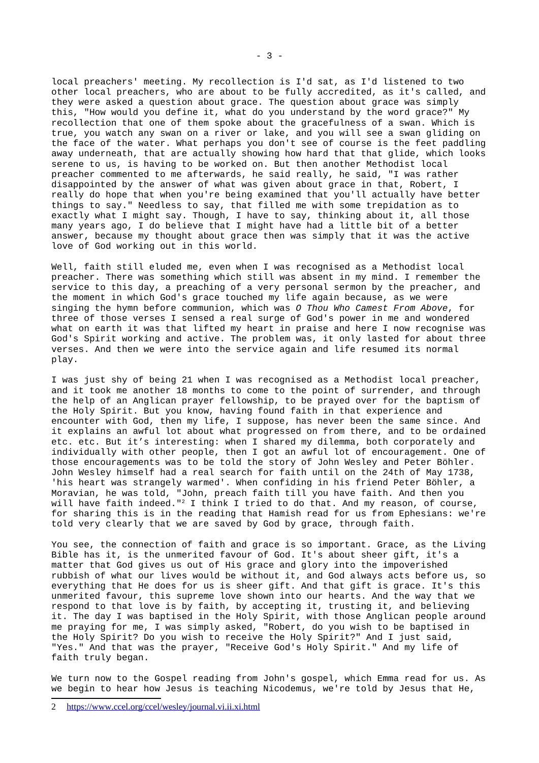local preachers' meeting. My recollection is I'd sat, as I'd listened to two other local preachers, who are about to be fully accredited, as it's called, and they were asked a question about grace. The question about grace was simply this, "How would you define it, what do you understand by the word grace?" My recollection that one of them spoke about the gracefulness of a swan. Which is true, you watch any swan on a river or lake, and you will see a swan gliding on the face of the water. What perhaps you don't see of course is the feet paddling away underneath, that are actually showing how hard that that glide, which looks serene to us, is having to be worked on. But then another Methodist local preacher commented to me afterwards, he said really, he said, "I was rather disappointed by the answer of what was given about grace in that, Robert, I really do hope that when you're being examined that you'll actually have better things to say." Needless to say, that filled me with some trepidation as to exactly what I might say. Though, I have to say, thinking about it, all those many years ago, I do believe that I might have had a little bit of a better answer, because my thought about grace then was simply that it was the active love of God working out in this world.

Well, faith still eluded me, even when I was recognised as a Methodist local preacher. There was something which still was absent in my mind. I remember the service to this day, a preaching of a very personal sermon by the preacher, and the moment in which God's grace touched my life again because, as we were singing the hymn before communion, which was *O Thou Who Camest From Above*, for three of those verses I sensed a real surge of God's power in me and wondered what on earth it was that lifted my heart in praise and here I now recognise was God's Spirit working and active. The problem was, it only lasted for about three verses. And then we were into the service again and life resumed its normal play.

I was just shy of being 21 when I was recognised as a Methodist local preacher, and it took me another 18 months to come to the point of surrender, and through the help of an Anglican prayer fellowship, to be prayed over for the baptism of the Holy Spirit. But you know, having found faith in that experience and encounter with God, then my life, I suppose, has never been the same since. And it explains an awful lot about what progressed on from there, and to be ordained etc. etc. But it's interesting: when I shared my dilemma, both corporately and individually with other people, then I got an awful lot of encouragement. One of those encouragements was to be told the story of John Wesley and Peter Böhler. John Wesley himself had a real search for faith until on the 24th of May 1738, 'his heart was strangely warmed'. When confiding in his friend Peter Böhler, a Moravian, he was told, "John, preach faith till you have faith. And then you will have faith indeed."[2] I think I tried to do that. And my reason, of course, for sharing this is in the reading that Hamish read for us from Ephesians: we're told very clearly that we are saved by God by grace, through faith.

You see, the connection of faith and grace is so important. Grace, as the Living Bible has it, is the unmerited favour of God. It's about sheer gift, it's a matter that God gives us out of His grace and glory into the impoverished rubbish of what our lives would be without it, and God always acts before us, so everything that He does for us is sheer gift. And that gift is grace. It's this unmerited favour, this supreme love shown into our hearts. And the way that we respond to that love is by faith, by accepting it, trusting it, and believing it. The day I was baptised in the Holy Spirit, with those Anglican people around me praying for me, I was simply asked, "Robert, do you wish to be baptised in the Holy Spirit? Do you wish to receive the Holy Spirit?" And I just said, "Yes." And that was the prayer, "Receive God's Holy Spirit." And my life of faith truly began.

We turn now to the Gospel reading from John's gospel, which Emma read for us. As we begin to hear how Jesus is teaching Nicodemus, we're told by Jesus that He,

---

2 https://www.ccel.org/ccel/wesley/journal.vi.ii.xi.html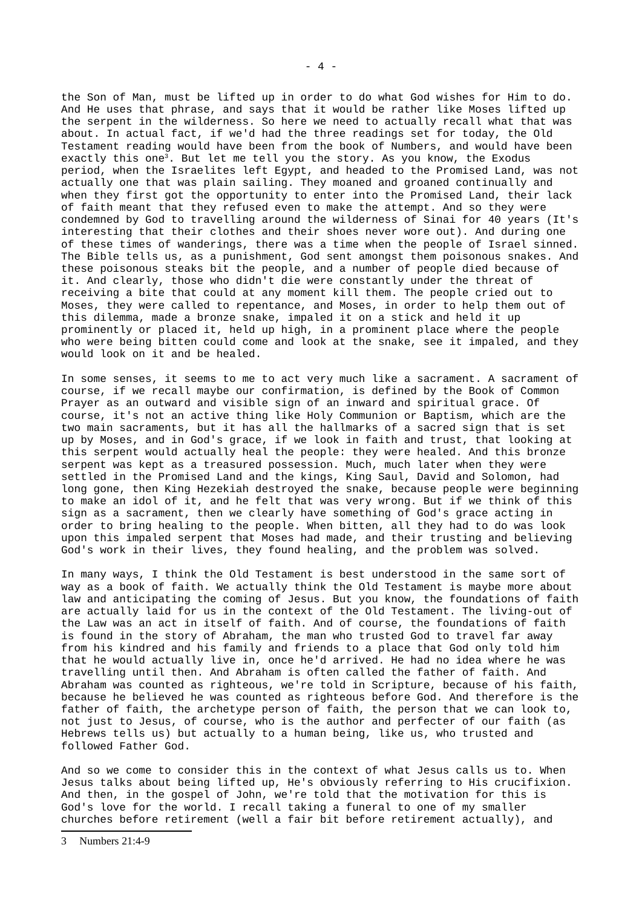the Son of Man, must be lifted up in order to do what God wishes for Him to do. And He uses that phrase, and says that it would be rather like Moses lifted up the serpent in the wilderness. So here we need to actually recall what that was about. In actual fact, if we'd had the three readings set for today, the Old Testament reading would have been from the book of Numbers, and would have been exactly this one[3]. But let me tell you the story. As you know, the Exodus period, when the Israelites left Egypt, and headed to the Promised Land, was not actually one that was plain sailing. They moaned and groaned continually and when they first got the opportunity to enter into the Promised Land, their lack of faith meant that they refused even to make the attempt. And so they were condemned by God to travelling around the wilderness of Sinai for 40 years (It's interesting that their clothes and their shoes never wore out). And during one of these times of wanderings, there was a time when the people of Israel sinned. The Bible tells us, as a punishment, God sent amongst them poisonous snakes. And these poisonous steaks bit the people, and a number of people died because of it. And clearly, those who didn't die were constantly under the threat of receiving a bite that could at any moment kill them. The people cried out to Moses, they were called to repentance, and Moses, in order to help them out of this dilemma, made a bronze snake, impaled it on a stick and held it up prominently or placed it, held up high, in a prominent place where the people who were being bitten could come and look at the snake, see it impaled, and they would look on it and be healed.

In some senses, it seems to me to act very much like a sacrament. A sacrament of course, if we recall maybe our confirmation, is defined by the Book of Common Prayer as an outward and visible sign of an inward and spiritual grace. Of course, it's not an active thing like Holy Communion or Baptism, which are the two main sacraments, but it has all the hallmarks of a sacred sign that is set up by Moses, and in God's grace, if we look in faith and trust, that looking at this serpent would actually heal the people: they were healed. And this bronze serpent was kept as a treasured possession. Much, much later when they were settled in the Promised Land and the kings, King Saul, David and Solomon, had long gone, then King Hezekiah destroyed the snake, because people were beginning to make an idol of it, and he felt that was very wrong. But if we think of this sign as a sacrament, then we clearly have something of God's grace acting in order to bring healing to the people. When bitten, all they had to do was look upon this impaled serpent that Moses had made, and their trusting and believing God's work in their lives, they found healing, and the problem was solved.

In many ways, I think the Old Testament is best understood in the same sort of way as a book of faith. We actually think the Old Testament is maybe more about law and anticipating the coming of Jesus. But you know, the foundations of faith are actually laid for us in the context of the Old Testament. The living-out of the Law was an act in itself of faith. And of course, the foundations of faith is found in the story of Abraham, the man who trusted God to travel far away from his kindred and his family and friends to a place that God only told him that he would actually live in, once he'd arrived. He had no idea where he was travelling until then. And Abraham is often called the father of faith. And Abraham was counted as righteous, we're told in Scripture, because of his faith, because he believed he was counted as righteous before God. And therefore is the father of faith, the archetype person of faith, the person that we can look to, not just to Jesus, of course, who is the author and perfecter of our faith (as Hebrews tells us) but actually to a human being, like us, who trusted and followed Father God.

And so we come to consider this in the context of what Jesus calls us to. When Jesus talks about being lifted up, He's obviously referring to His crucifixion. And then, in the gospel of John, we're told that the motivation for this is God's love for the world. I recall taking a funeral to one of my smaller churches before retirement (well a fair bit before retirement actually), and

---

[3] Numbers 21:4-9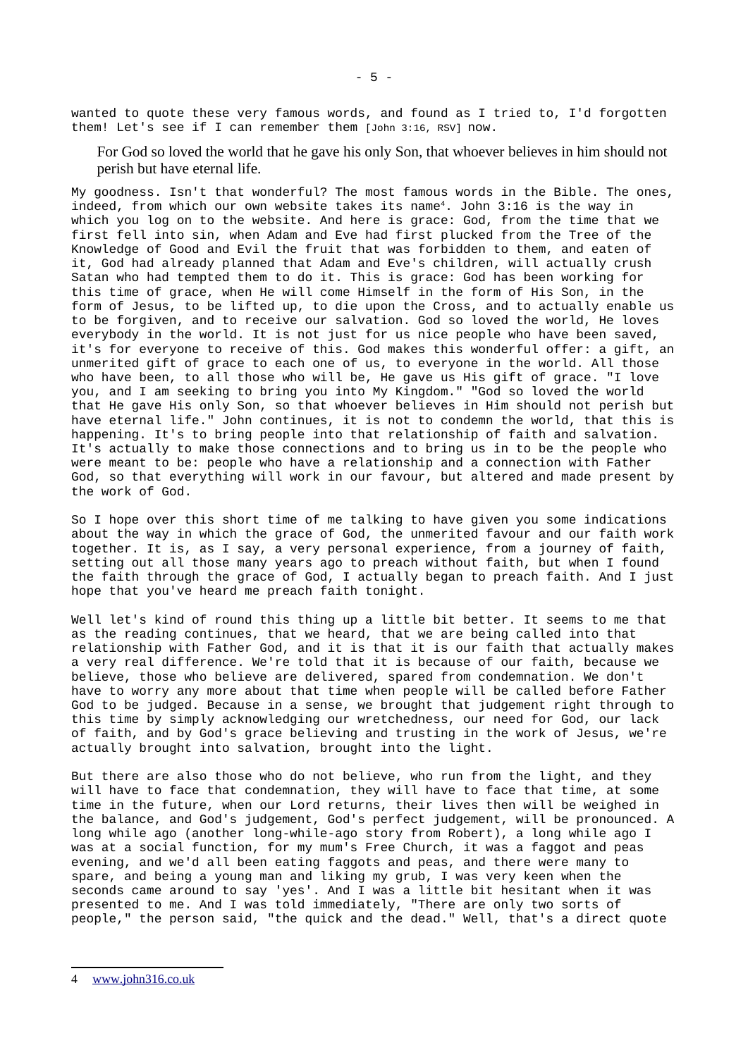wanted to quote these very famous words, and found as I tried to, I'd forgotten them! Let's see if I can remember them [John 3:16, RSV] now.

> For God so loved the world that he gave his only Son, that whoever believes in him should not perish but have eternal life.

My goodness. Isn't that wonderful? The most famous words in the Bible. The ones, indeed, from which our own website takes its name[4]. John 3:16 is the way in which you log on to the website. And here is grace: God, from the time that we first fell into sin, when Adam and Eve had first plucked from the Tree of the Knowledge of Good and Evil the fruit that was forbidden to them, and eaten of it, God had already planned that Adam and Eve's children, will actually crush Satan who had tempted them to do it. This is grace: God has been working for this time of grace, when He will come Himself in the form of His Son, in the form of Jesus, to be lifted up, to die upon the Cross, and to actually enable us to be forgiven, and to receive our salvation. God so loved the world, He loves everybody in the world. It is not just for us nice people who have been saved, it's for everyone to receive of this. God makes this wonderful offer: a gift, an unmerited gift of grace to each one of us, to everyone in the world. All those who have been, to all those who will be, He gave us His gift of grace. "I love you, and I am seeking to bring you into My Kingdom." "God so loved the world that He gave His only Son, so that whoever believes in Him should not perish but have eternal life." John continues, it is not to condemn the world, that this is happening. It's to bring people into that relationship of faith and salvation. It's actually to make those connections and to bring us in to be the people who were meant to be: people who have a relationship and a connection with Father God, so that everything will work in our favour, but altered and made present by the work of God.

So I hope over this short time of me talking to have given you some indications about the way in which the grace of God, the unmerited favour and our faith work together. It is, as I say, a very personal experience, from a journey of faith, setting out all those many years ago to preach without faith, but when I found the faith through the grace of God, I actually began to preach faith. And I just hope that you've heard me preach faith tonight.

Well let's kind of round this thing up a little bit better. It seems to me that as the reading continues, that we heard, that we are being called into that relationship with Father God, and it is that it is our faith that actually makes a very real difference. We're told that it is because of our faith, because we believe, those who believe are delivered, spared from condemnation. We don't have to worry any more about that time when people will be called before Father God to be judged. Because in a sense, we brought that judgement right through to this time by simply acknowledging our wretchedness, our need for God, our lack of faith, and by God's grace believing and trusting in the work of Jesus, we're actually brought into salvation, brought into the light.

But there are also those who do not believe, who run from the light, and they will have to face that condemnation, they will have to face that time, at some time in the future, when our Lord returns, their lives then will be weighed in the balance, and God's judgement, God's perfect judgement, will be pronounced. A long while ago (another long-while-ago story from Robert), a long while ago I was at a social function, for my mum's Free Church, it was a faggot and peas evening, and we'd all been eating faggots and peas, and there were many to spare, and being a young man and liking my grub, I was very keen when the seconds came around to say 'yes'. And I was a little bit hesitant when it was presented to me. And I was told immediately, "There are only two sorts of people," the person said, "the quick and the dead." Well, that's a direct quote

---

4 www.john316.co.uk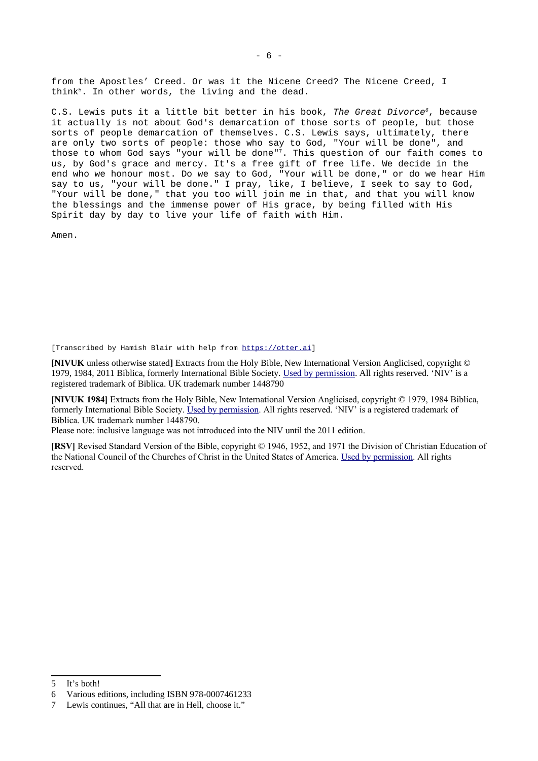from the Apostles' Creed. Or was it the Nicene Creed? The Nicene Creed, I think[5]. In other words, the living and the dead.

C.S. Lewis puts it a little bit better in his book, *The Great Divorce*[6], because it actually is not about God's demarcation of those sorts of people, but those sorts of people demarcation of themselves. C.S. Lewis says, ultimately, there are only two sorts of people: those who say to God, "Your will be done", and those to whom God says "your will be done"[7]. This question of our faith comes to us, by God's grace and mercy. It's a free gift of free life. We decide in the end who we honour most. Do we say to God, "Your will be done," or do we hear Him say to us, "your will be done." I pray, like, I believe, I seek to say to God, "Your will be done," that you too will join me in that, and that you will know the blessings and the immense power of His grace, by being filled with His Spirit day by day to live your life of faith with Him.

Amen.

[Transcribed by Hamish Blair with help from https://otter.ai]

**[NIVUK** unless otherwise stated**]** Extracts from the Holy Bible, New International Version Anglicised, copyright © 1979, 1984, 2011 Biblica, formerly International Bible Society. Used by permission. All rights reserved. 'NIV' is a registered trademark of Biblica. UK trademark number 1448790

**[NIVUK 1984]** Extracts from the Holy Bible, New International Version Anglicised, copyright © 1979, 1984 Biblica, formerly International Bible Society. Used by permission. All rights reserved. 'NIV' is a registered trademark of Biblica. UK trademark number 1448790.
Please note: inclusive language was not introduced into the NIV until the 2011 edition.

**[RSV]** Revised Standard Version of the Bible, copyright © 1946, 1952, and 1971 the Division of Christian Education of the National Council of the Churches of Christ in the United States of America. Used by permission. All rights reserved.

---

5 It's both!

6 Various editions, including ISBN 978-0007461233

7 Lewis continues, "All that are in Hell, choose it."